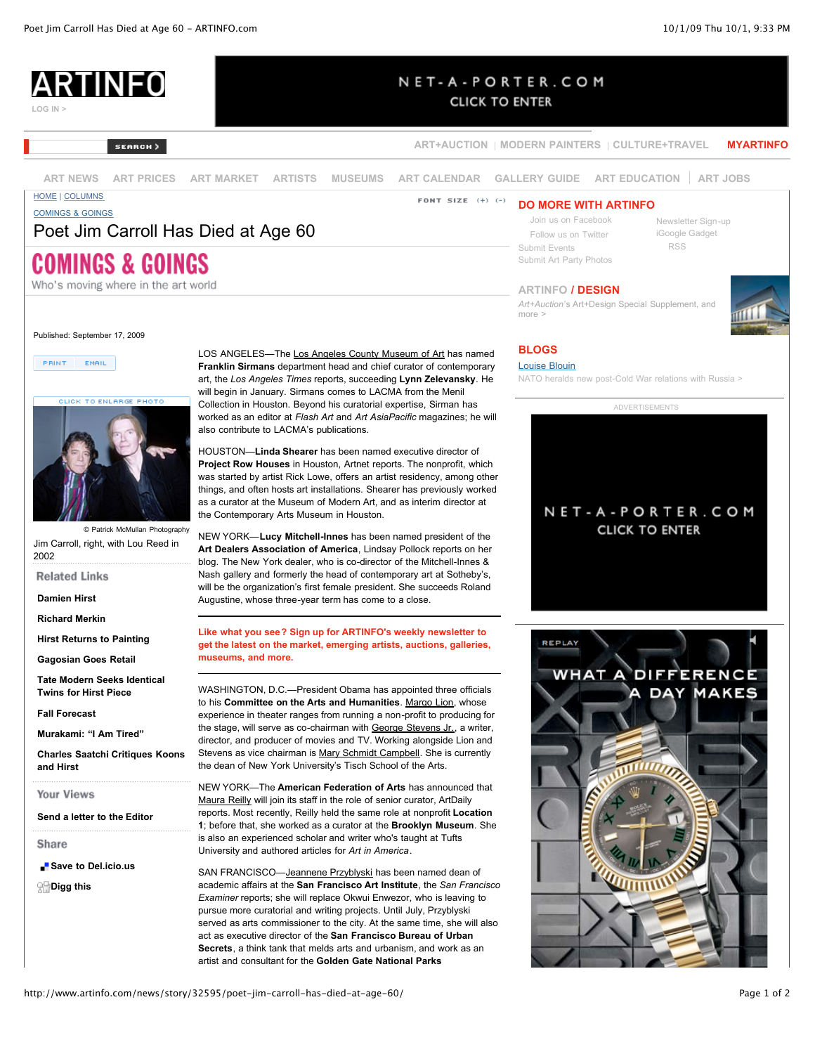HOME | COLUMNS

COMINGS & GOINGS

# Poet Jim Carroll Has Died at Age 60

## COMINGS & GOINGS

Who's moving where in the art world

Published: September 17, 2009

© Patrick McMullan Photography

Jim Carroll, right, with Lou Reed in 2002

LOS ANGELES—The Los Angeles County Museum of Art has named **Franklin Sirmans** department head and chief curator of contemporary art, the *Los Angeles Times* reports, succeeding **Lynn Zelevansky**. He will begin in January. Sirmans comes to LACMA from the Menil Collection in Houston. Beyond his curatorial expertise, Sirman has worked as an editor at *Flash Art* and *Art AsiaPacific* magazines; he will also contribute to LACMA's publications.

HOUSTON—**Linda Shearer** has been named executive director of **Project Row Houses** in Houston, Artnet reports. The nonprofit, which was started by artist Rick Lowe, offers an artist residency, among other things, and often hosts art installations. Shearer has previously worked as a curator at the Museum of Modern Art, and as interim director at the Contemporary Arts Museum in Houston.

NEW YORK—**Lucy Mitchell-Innes** has been named president of the **Art Dealers Association of America**, Lindsay Pollock reports on her blog. The New York dealer, who is co-director of the Mitchell-Innes & Nash gallery and formerly the head of contemporary art at Sotheby's, will be the organization's first female president. She succeeds Roland Augustine, whose three-year term has come to a close.

**Like what you see? Sign up for ARTINFO's weekly newsletter to get the latest on the market, emerging artists, auctions, galleries, museums, and more.**

WASHINGTON, D.C.—President Obama has appointed three officials to his **Committee on the Arts and Humanities**. Margo Lion, whose experience in theater ranges from running a non-profit to producing for the stage, will serve as co-chairman with George Stevens Jr., a writer, director, and producer of movies and TV. Working alongside Lion and Stevens as vice chairman is Mary Schmidt Campbell. She is currently the dean of New York University's Tisch School of the Arts.

NEW YORK—The **American Federation of Arts** has announced that Maura Reilly will join its staff in the role of senior curator, ArtDaily reports. Most recently, Reilly held the same role at nonprofit **Location 1**; before that, she worked as a curator at the **Brooklyn Museum**. She is also an experienced scholar and writer who's taught at Tufts University and authored articles for *Art in America*.

SAN FRANCISCO—Jeannene Przyblyski has been named dean of academic affairs at the **San Francisco Art Institute**, the *San Francisco Examiner* reports; she will replace Okwui Enwezor, who is leaving to pursue more curatorial and writing projects. Until July, Przyblyski served as arts commissioner to the city. At the same time, she will also act as executive director of the **San Francisco Bureau of Urban Secrets**, a think tank that melds arts and urbanism, and work as an artist and consultant for the **Golden Gate National Parks**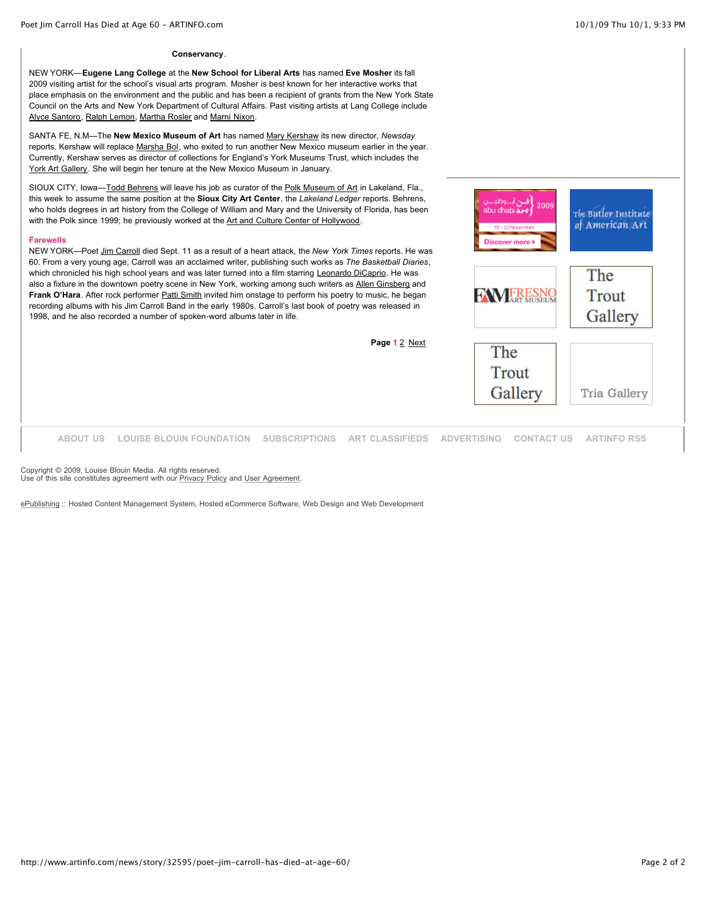**Conservancy**.

NEW YORK—**Eugene Lang College** at the **New School for Liberal Arts** has named **Eve Mosher** its fall 2009 visiting artist for the school's visual arts program. Mosher is best known for her interactive works that place emphasis on the environment and the public and has been a recipient of grants from the New York State Council on the Arts and New York Department of Cultural Affairs. Past visiting artists at Lang College include Alyce Santoro, Ralph Lemon, Martha Rosler and Marni Nixon.

SANTA FE, N.M—The **New Mexico Museum of Art** has named Mary Kershaw its new director, *Newsday* reports. Kershaw will replace Marsha Bol, who exited to run another New Mexico museum earlier in the year. Currently, Kershaw serves as director of collections for England's York Museums Trust, which includes the York Art Gallery. She will begin her tenure at the New Mexico Museum in January.

SIOUX CITY, Iowa—Todd Behrens will leave his job as curator of the Polk Museum of Art in Lakeland, Fla., this week to assume the same position at the **Sioux City Art Center**, the *Lakeland Ledger* reports. Behrens, who holds degrees in art history from the College of William and Mary and the University of Florida, has been with the Polk since 1999; he previously worked at the Art and Culture Center of Hollywood.

**Farewells**

NEW YORK—Poet Jim Carroll died Sept. 11 as a result of a heart attack, the *New York Times* reports. He was 60. From a very young age, Carroll was an acclaimed writer, publishing such works as *The Basketball Diaries*, which chronicled his high school years and was later turned into a film starring Leonardo DiCaprio. He was also a fixture in the downtown poetry scene in New York, working among such writers as Allen Ginsberg and **Frank O'Hara**. After rock performer Patti Smith invited him onstage to perform his poetry to music, he began recording albums with his Jim Carroll Band in the early 1980s. Carroll's last book of poetry was released in 1998, and he also recorded a number of spoken-word albums later in life.

**Page** 1 2 Next

ABOUT US | LOUISE BLOUIN FOUNDATION | SUBSCRIPTIONS | ART CLASSIFIEDS | ADVERTISING | CONTACT US | ARTINFO RSS

Copyright © 2009, Louise Blouin Media. All rights reserved.
Use of this site constitutes agreement with our Privacy Policy and User Agreement.

ePublishing :: Hosted Content Management System, Hosted eCommerce Software, Web Design and Web Development